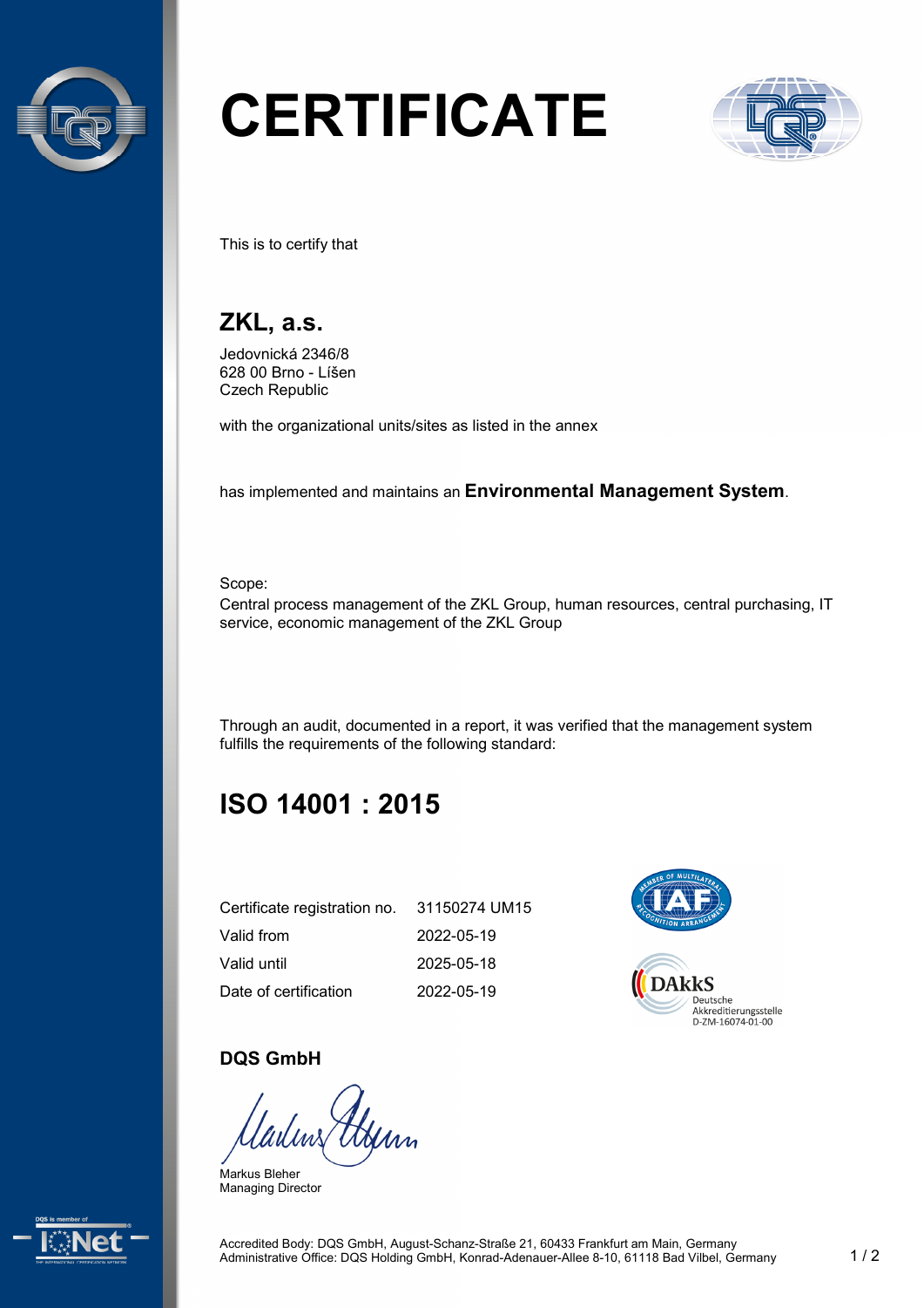# CERTIFICATE

This is to certify that

## ZKL, a.s.

Jedovnická 2346/8
628 00 Brno - Líšen
Czech Republic

with the organizational units/sites as listed in the annex

has implemented and maintains an **Environmental Management System**.

Scope:
Central process management of the ZKL Group, human resources, central purchasing, IT service, economic management of the ZKL Group

Through an audit, documented in a report, it was verified that the management system fulfills the requirements of the following standard:

## ISO 14001 : 2015

| | |
|---|---|
| Certificate registration no. | 31150274 UM15 |
| Valid from | 2022-05-19 |
| Valid until | 2025-05-18 |
| Date of certification | 2022-05-19 |

DAkkS
Deutsche
Akkreditierungsstelle
D-ZM-16074-01-00

**DQS GmbH**

Markus Bleher
Managing Director

Accredited Body: DQS GmbH, August-Schanz-Straße 21, 60433 Frankfurt am Main, Germany
Administrative Office: DQS Holding GmbH, Konrad-Adenauer-Allee 8-10, 61118 Bad Vilbel, Germany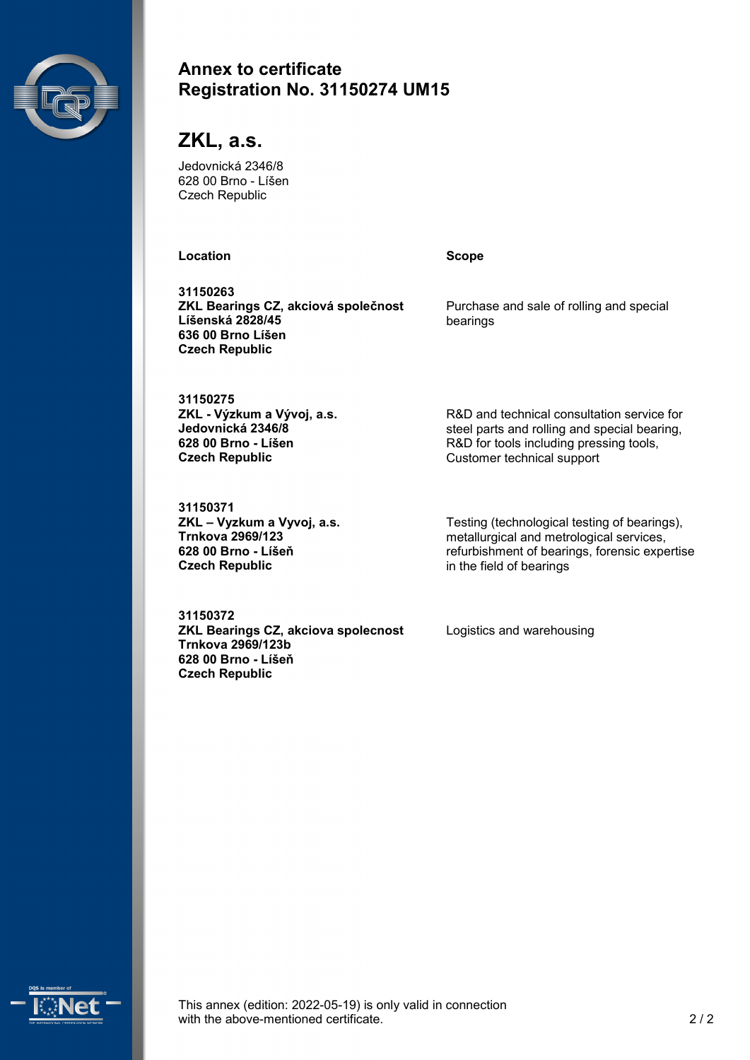# Annex to certificate
# Registration No. 31150274 UM15

## ZKL, a.s.

Jedovnická 2346/8
628 00 Brno - Líšen
Czech Republic

| Location | Scope |
|---|---|
| **31150263**<br>**ZKL Bearings CZ, akciová společnost**<br>**Líšenská 2828/45**<br>**636 00 Brno Líšen**<br>**Czech Republic** | Purchase and sale of rolling and special bearings |
| **31150275**<br>**ZKL - Výzkum a Vývoj, a.s.**<br>**Jedovnická 2346/8**<br>**628 00 Brno - Líšen**<br>**Czech Republic** | R&D and technical consultation service for steel parts and rolling and special bearing, R&D for tools including pressing tools, Customer technical support |
| **31150371**<br>**ZKL – Vyzkum a Vyvoj, a.s.**<br>**Trnkova 2969/123**<br>**628 00 Brno - Líšeň**<br>**Czech Republic** | Testing (technological testing of bearings), metallurgical and metrological services, refurbishment of bearings, forensic expertise in the field of bearings |
| **31150372**<br>**ZKL Bearings CZ, akciova spolecnost**<br>**Trnkova 2969/123b**<br>**628 00 Brno - Líšeň**<br>**Czech Republic** | Logistics and warehousing |

This annex (edition: 2022-05-19) is only valid in connection with the above-mentioned certificate.